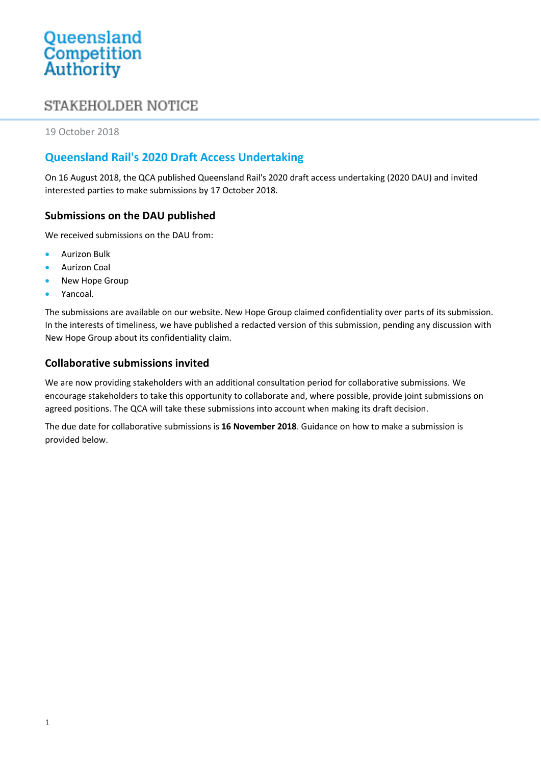Queensland Competition Authority

STAKEHOLDER NOTICE

19 October 2018

# Queensland Rail's 2020 Draft Access Undertaking

On 16 August 2018, the QCA published Queensland Rail's 2020 draft access undertaking (2020 DAU) and invited interested parties to make submissions by 17 October 2018.

## Submissions on the DAU published

We received submissions on the DAU from:

- Aurizon Bulk
- Aurizon Coal
- New Hope Group
- Yancoal.

The submissions are available on our website. New Hope Group claimed confidentiality over parts of its submission. In the interests of timeliness, we have published a redacted version of this submission, pending any discussion with New Hope Group about its confidentiality claim.

## Collaborative submissions invited

We are now providing stakeholders with an additional consultation period for collaborative submissions. We encourage stakeholders to take this opportunity to collaborate and, where possible, provide joint submissions on agreed positions. The QCA will take these submissions into account when making its draft decision.

The due date for collaborative submissions is **16 November 2018**. Guidance on how to make a submission is provided below.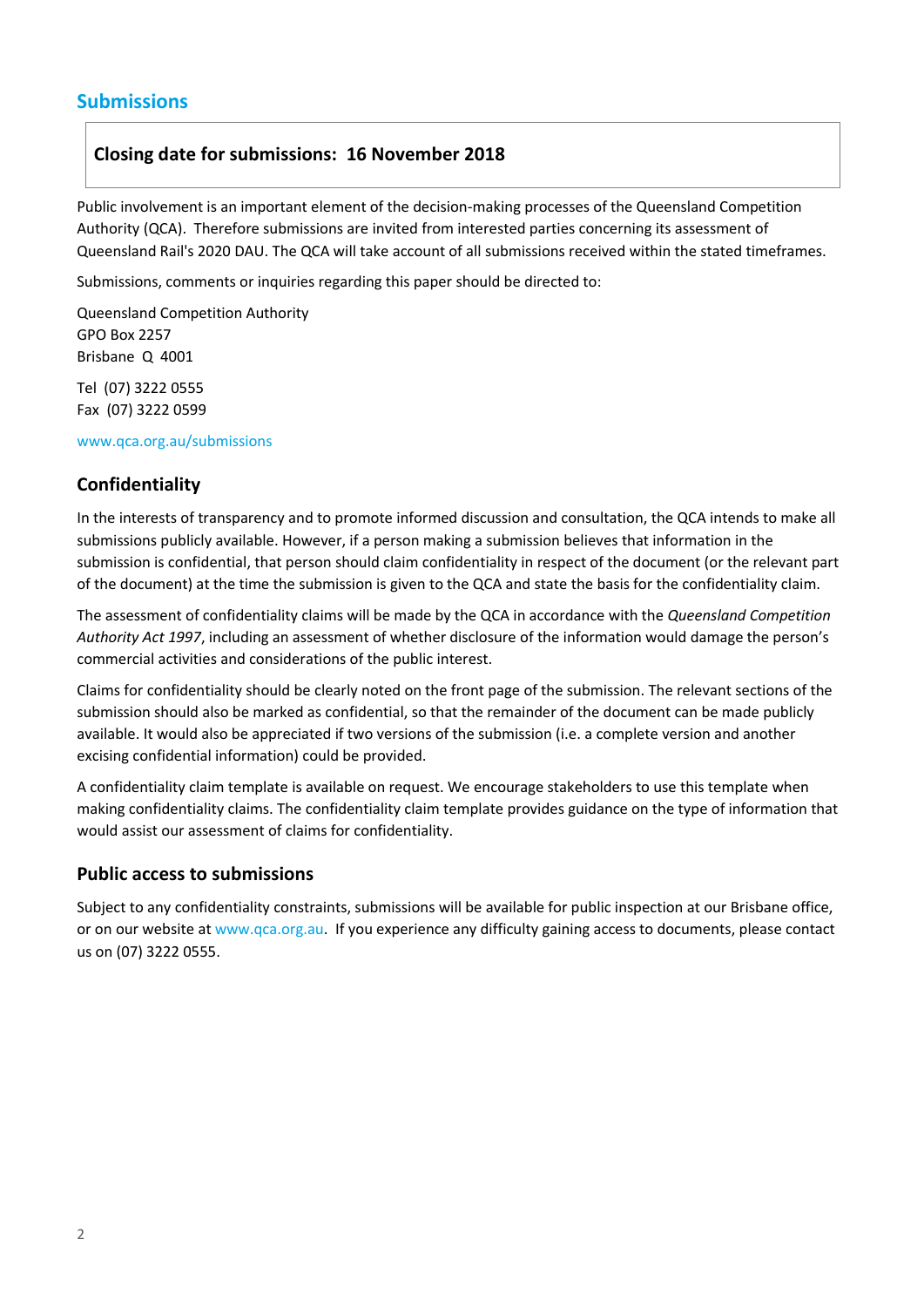## Submissions

**Closing date for submissions: 16 November 2018**

Public involvement is an important element of the decision-making processes of the Queensland Competition Authority (QCA). Therefore submissions are invited from interested parties concerning its assessment of Queensland Rail's 2020 DAU. The QCA will take account of all submissions received within the stated timeframes.

Submissions, comments or inquiries regarding this paper should be directed to:

Queensland Competition Authority
GPO Box 2257
Brisbane Q 4001

Tel (07) 3222 0555
Fax (07) 3222 0599

www.qca.org.au/submissions

### Confidentiality

In the interests of transparency and to promote informed discussion and consultation, the QCA intends to make all submissions publicly available. However, if a person making a submission believes that information in the submission is confidential, that person should claim confidentiality in respect of the document (or the relevant part of the document) at the time the submission is given to the QCA and state the basis for the confidentiality claim.

The assessment of confidentiality claims will be made by the QCA in accordance with the *Queensland Competition Authority Act 1997*, including an assessment of whether disclosure of the information would damage the person's commercial activities and considerations of the public interest.

Claims for confidentiality should be clearly noted on the front page of the submission. The relevant sections of the submission should also be marked as confidential, so that the remainder of the document can be made publicly available. It would also be appreciated if two versions of the submission (i.e. a complete version and another excising confidential information) could be provided.

A confidentiality claim template is available on request. We encourage stakeholders to use this template when making confidentiality claims. The confidentiality claim template provides guidance on the type of information that would assist our assessment of claims for confidentiality.

### Public access to submissions

Subject to any confidentiality constraints, submissions will be available for public inspection at our Brisbane office, or on our website at www.qca.org.au. If you experience any difficulty gaining access to documents, please contact us on (07) 3222 0555.